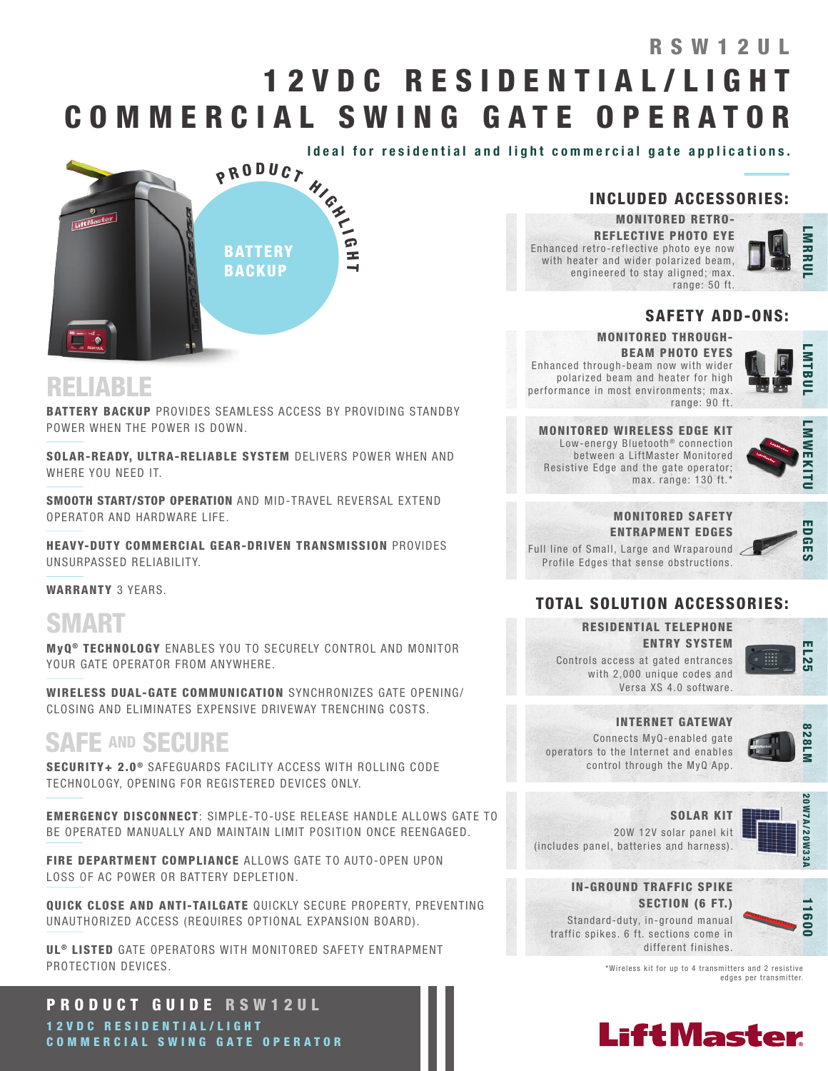# RSW12UL

# 12VDC RESIDENTIAL/LIGHT COMMERCIAL SWING GATE OPERATOR

**Ideal for residential and light commercial gate applications.**

PRODUCT HIGHLIGHT

**BATTERY BACKUP**

## RELIABLE

**BATTERY BACKUP** PROVIDES SEAMLESS ACCESS BY PROVIDING STANDBY POWER WHEN THE POWER IS DOWN.

**SOLAR-READY, ULTRA-RELIABLE SYSTEM** DELIVERS POWER WHEN AND WHERE YOU NEED IT.

**SMOOTH START/STOP OPERATION** AND MID-TRAVEL REVERSAL EXTEND OPERATOR AND HARDWARE LIFE.

**HEAVY-DUTY COMMERCIAL GEAR-DRIVEN TRANSMISSION** PROVIDES UNSURPASSED RELIABILITY.

**WARRANTY** 3 YEARS.

## SMART

**MyQ® TECHNOLOGY** ENABLES YOU TO SECURELY CONTROL AND MONITOR YOUR GATE OPERATOR FROM ANYWHERE.

**WIRELESS DUAL-GATE COMMUNICATION** SYNCHRONIZES GATE OPENING/CLOSING AND ELIMINATES EXPENSIVE DRIVEWAY TRENCHING COSTS.

## SAFE AND SECURE

**SECURITY+ 2.0®** SAFEGUARDS FACILITY ACCESS WITH ROLLING CODE TECHNOLOGY, OPENING FOR REGISTERED DEVICES ONLY.

**EMERGENCY DISCONNECT**: SIMPLE-TO-USE RELEASE HANDLE ALLOWS GATE TO BE OPERATED MANUALLY AND MAINTAIN LIMIT POSITION ONCE REENGAGED.

**FIRE DEPARTMENT COMPLIANCE** ALLOWS GATE TO AUTO-OPEN UPON LOSS OF AC POWER OR BATTERY DEPLETION.

**QUICK CLOSE AND ANTI-TAILGATE** QUICKLY SECURE PROPERTY, PREVENTING UNAUTHORIZED ACCESS (REQUIRES OPTIONAL EXPANSION BOARD).

**UL® LISTED** GATE OPERATORS WITH MONITORED SAFETY ENTRAPMENT PROTECTION DEVICES.

## INCLUDED ACCESSORIES:

**MONITORED RETRO-REFLECTIVE PHOTO EYE** — LMRRUL
Enhanced retro-reflective photo eye now with heater and wider polarized beam, engineered to stay aligned; max. range: 50 ft.

## SAFETY ADD-ONS:

**MONITORED THROUGH-BEAM PHOTO EYES** — LMTBUL
Enhanced through-beam now with wider polarized beam and heater for high performance in most environments; max. range: 90 ft.

**MONITORED WIRELESS EDGE KIT** — LMWEKITU
Low-energy Bluetooth® connection between a LiftMaster Monitored Resistive Edge and the gate operator; max. range: 130 ft.*

**MONITORED SAFETY ENTRAPMENT EDGES** — EDGES
Full line of Small, Large and Wraparound Profile Edges that sense obstructions.

## TOTAL SOLUTION ACCESSORIES:

**RESIDENTIAL TELEPHONE ENTRY SYSTEM** — EL25
Controls access at gated entrances with 2,000 unique codes and Versa XS 4.0 software.

**INTERNET GATEWAY** — 828LM
Connects MyQ-enabled gate operators to the Internet and enables control through the MyQ App.

**SOLAR KIT** — 20W7A/20W33A
20W 12V solar panel kit (includes panel, batteries and harness).

**IN-GROUND TRAFFIC SPIKE SECTION (6 FT.)** — 11600
Standard-duty, in-ground manual traffic spikes. 6 ft. sections come in different finishes.

*Wireless kit for up to 4 transmitters and 2 resistive edges per transmitter.

**PRODUCT GUIDE RSW12UL**
**12VDC RESIDENTIAL/LIGHT COMMERCIAL SWING GATE OPERATOR**

LiftMaster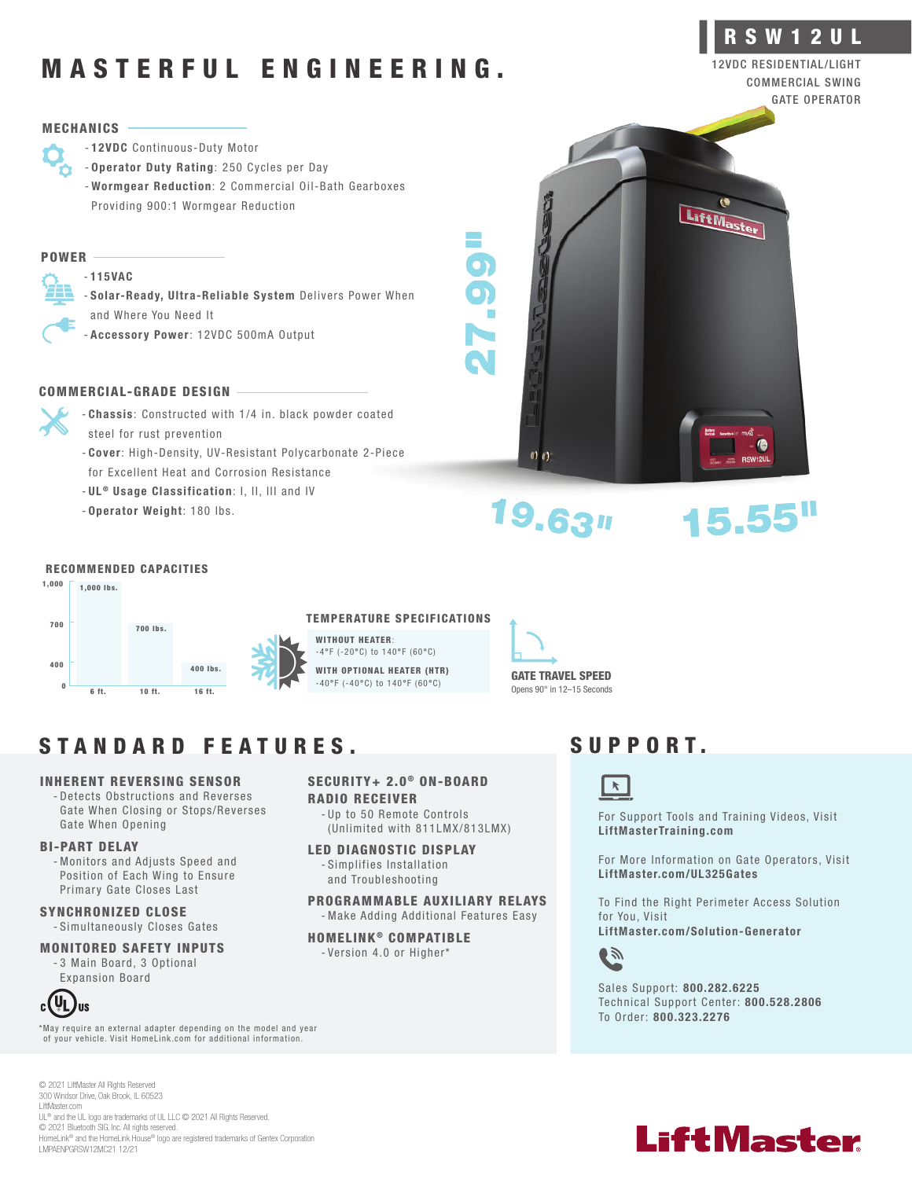# MASTERFUL ENGINEERING.

**RSW12UL**

12VDC RESIDENTIAL/LIGHT COMMERCIAL SWING GATE OPERATOR

## MECHANICS

- **12VDC** Continuous-Duty Motor
- **Operator Duty Rating**: 250 Cycles per Day
- **Wormgear Reduction**: 2 Commercial Oil-Bath Gearboxes Providing 900:1 Wormgear Reduction

## POWER

- **115VAC**
- **Solar-Ready, Ultra-Reliable System** Delivers Power When and Where You Need It
- **Accessory Power**: 12VDC 500mA Output

## COMMERCIAL-GRADE DESIGN

- **Chassis**: Constructed with 1/4 in. black powder coated steel for rust prevention
- **Cover**: High-Density, UV-Resistant Polycarbonate 2-Piece for Excellent Heat and Corrosion Resistance
- **UL® Usage Classification**: I, II, III and IV
- **Operator Weight**: 180 lbs.

27.99"

19.63"

15.55"

## RECOMMENDED CAPACITIES

1,000
700
400
0

1,000 lbs.
700 lbs.
400 lbs.

6 ft.
10 ft.
16 ft.

## TEMPERATURE SPECIFICATIONS

**WITHOUT HEATER**:
-4°F (-20°C) to 140°F (60°C)

**WITH OPTIONAL HEATER (HTR)**
-40°F (-40°C) to 140°F (60°C)

**GATE TRAVEL SPEED**
Opens 90° in 12–15 Seconds

# STANDARD FEATURES.

### INHERENT REVERSING SENSOR
- Detects Obstructions and Reverses Gate When Closing or Stops/Reverses Gate When Opening

### BI-PART DELAY
- Monitors and Adjusts Speed and Position of Each Wing to Ensure Primary Gate Closes Last

### SYNCHRONIZED CLOSE
- Simultaneously Closes Gates

### MONITORED SAFETY INPUTS
- 3 Main Board, 3 Optional Expansion Board

### SECURITY+ 2.0® ON-BOARD RADIO RECEIVER
- Up to 50 Remote Controls (Unlimited with 811LMX/813LMX)

### LED DIAGNOSTIC DISPLAY
- Simplifies Installation and Troubleshooting

### PROGRAMMABLE AUXILIARY RELAYS
- Make Adding Additional Features Easy

### HOMELINK® COMPATIBLE
- Version 4.0 or Higher*

*May require an external adapter depending on the model and year of your vehicle. Visit HomeLink.com for additional information.

# SUPPORT.

For Support Tools and Training Videos, Visit **LiftMasterTraining.com**

For More Information on Gate Operators, Visit **LiftMaster.com/UL325Gates**

To Find the Right Perimeter Access Solution for You, Visit **LiftMaster.com/Solution-Generator**

Sales Support: **800.282.6225**
Technical Support Center: **800.528.2806**
To Order: **800.323.2276**

© 2021 LiftMaster All Rights Reserved
300 Windsor Drive, Oak Brook, IL 60523
LiftMaster.com
UL® and the UL logo are trademarks of UL LLC © 2021 All Rights Reserved.
© 2021 Bluetooth SIG, Inc. All rights reserved.
HomeLink® and the HomeLink House® logo are registered trademarks of Gentex Corporation
LMPAENPGRSW12MC21 12/21

LiftMaster